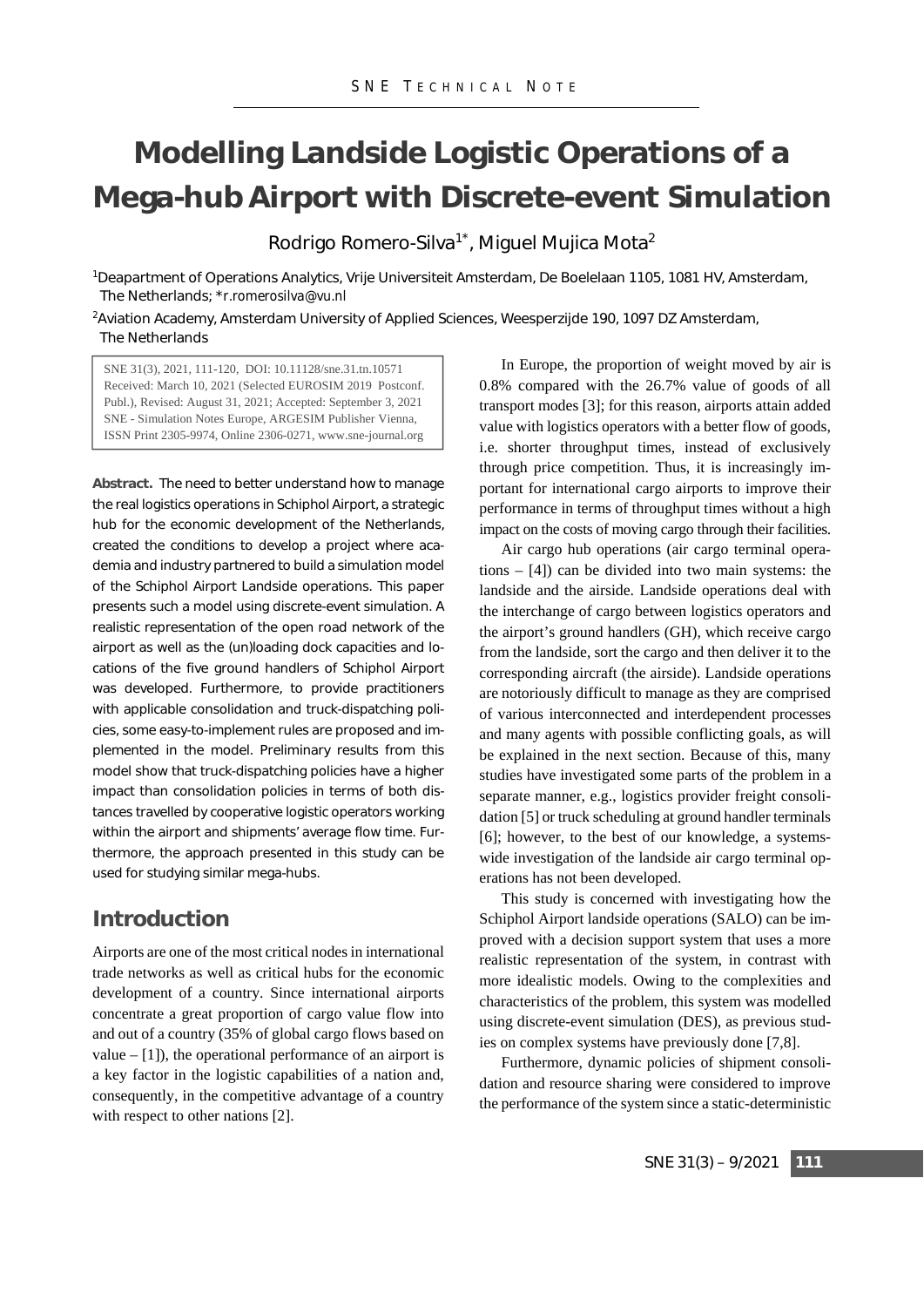# Modelling Landside Logistic Operations of a Mega-hub Airport with Discrete-event Simulation

Rodrigo Romero-Silva[1*], Miguel Mujica Mota[2]

[1]Deapartment of Operations Analytics, Vrije Universiteit Amsterdam, De Boelelaan 1105, 1081 HV, Amsterdam, The Netherlands; *r.romerosilva@vu.nl

[2]Aviation Academy, Amsterdam University of Applied Sciences, Weesperzijde 190, 1097 DZ Amsterdam, The Netherlands

SNE 31(3), 2021, 111-120, DOI: 10.11128/sne.31.tn.10571
Received: March 10, 2021 (Selected EUROSIM 2019 Postconf. Publ.), Revised: August 31, 2021; Accepted: September 3, 2021
SNE - Simulation Notes Europe, ARGESIM Publisher Vienna, ISSN Print 2305-9974, Online 2306-0271, www.sne-journal.org

**Abstract.** The need to better understand how to manage the real logistics operations in Schiphol Airport, a strategic hub for the economic development of the Netherlands, created the conditions to develop a project where academia and industry partnered to build a simulation model of the Schiphol Airport Landside operations. This paper presents such a model using discrete-event simulation. A realistic representation of the open road network of the airport as well as the (un)loading dock capacities and locations of the five ground handlers of Schiphol Airport was developed. Furthermore, to provide practitioners with applicable consolidation and truck-dispatching policies, some easy-to-implement rules are proposed and implemented in the model. Preliminary results from this model show that truck-dispatching policies have a higher impact than consolidation policies in terms of both distances travelled by cooperative logistic operators working within the airport and shipments' average flow time. Furthermore, the approach presented in this study can be used for studying similar mega-hubs.

## Introduction

Airports are one of the most critical nodes in international trade networks as well as critical hubs for the economic development of a country. Since international airports concentrate a great proportion of cargo value flow into and out of a country (35% of global cargo flows based on value – [1]), the operational performance of an airport is a key factor in the logistic capabilities of a nation and, consequently, in the competitive advantage of a country with respect to other nations [2].

In Europe, the proportion of weight moved by air is 0.8% compared with the 26.7% value of goods of all transport modes [3]; for this reason, airports attain added value with logistics operators with a better flow of goods, i.e. shorter throughput times, instead of exclusively through price competition. Thus, it is increasingly important for international cargo airports to improve their performance in terms of throughput times without a high impact on the costs of moving cargo through their facilities.

Air cargo hub operations (air cargo terminal operations – [4]) can be divided into two main systems: the landside and the airside. Landside operations deal with the interchange of cargo between logistics operators and the airport's ground handlers (GH), which receive cargo from the landside, sort the cargo and then deliver it to the corresponding aircraft (the airside). Landside operations are notoriously difficult to manage as they are comprised of various interconnected and interdependent processes and many agents with possible conflicting goals, as will be explained in the next section. Because of this, many studies have investigated some parts of the problem in a separate manner, e.g., logistics provider freight consolidation [5] or truck scheduling at ground handler terminals [6]; however, to the best of our knowledge, a systems-wide investigation of the landside air cargo terminal operations has not been developed.

This study is concerned with investigating how the Schiphol Airport landside operations (SALO) can be improved with a decision support system that uses a more realistic representation of the system, in contrast with more idealistic models. Owing to the complexities and characteristics of the problem, this system was modelled using discrete-event simulation (DES), as previous studies on complex systems have previously done [7,8].

Furthermore, dynamic policies of shipment consolidation and resource sharing were considered to improve the performance of the system since a static-deterministic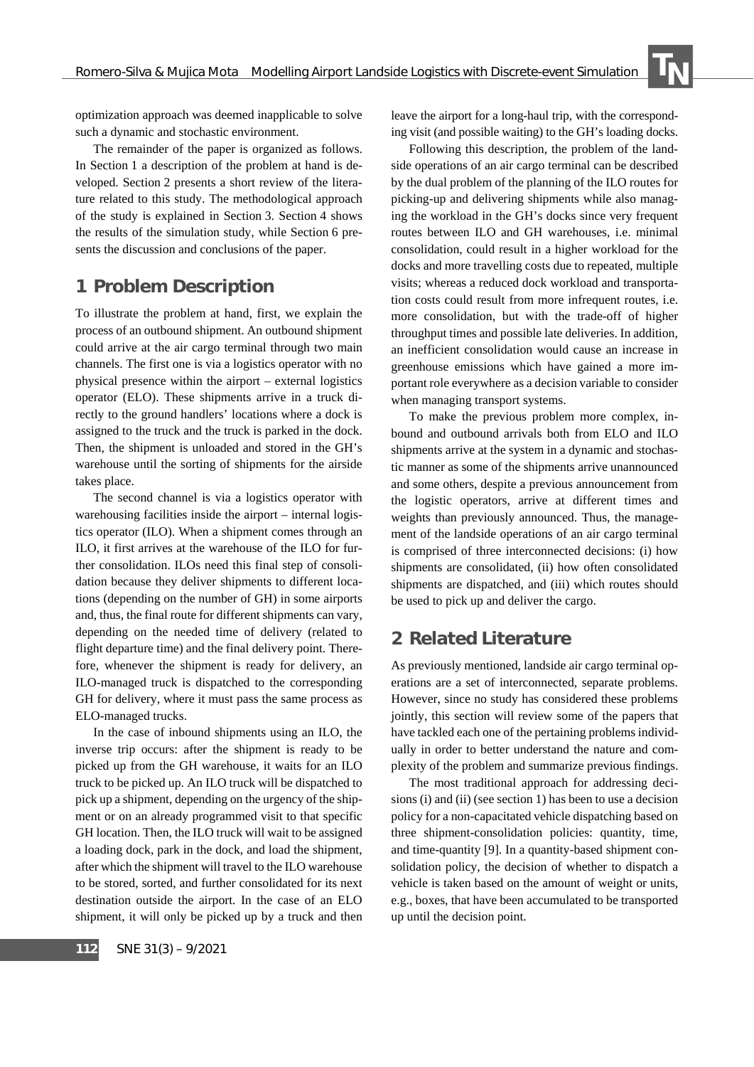optimization approach was deemed inapplicable to solve such a dynamic and stochastic environment.

The remainder of the paper is organized as follows. In Section 1 a description of the problem at hand is developed. Section 2 presents a short review of the literature related to this study. The methodological approach of the study is explained in Section 3. Section 4 shows the results of the simulation study, while Section 6 presents the discussion and conclusions of the paper.

## 1 Problem Description

To illustrate the problem at hand, first, we explain the process of an outbound shipment. An outbound shipment could arrive at the air cargo terminal through two main channels. The first one is via a logistics operator with no physical presence within the airport – external logistics operator (ELO). These shipments arrive in a truck directly to the ground handlers' locations where a dock is assigned to the truck and the truck is parked in the dock. Then, the shipment is unloaded and stored in the GH's warehouse until the sorting of shipments for the airside takes place.

The second channel is via a logistics operator with warehousing facilities inside the airport – internal logistics operator (ILO). When a shipment comes through an ILO, it first arrives at the warehouse of the ILO for further consolidation. ILOs need this final step of consolidation because they deliver shipments to different locations (depending on the number of GH) in some airports and, thus, the final route for different shipments can vary, depending on the needed time of delivery (related to flight departure time) and the final delivery point. Therefore, whenever the shipment is ready for delivery, an ILO-managed truck is dispatched to the corresponding GH for delivery, where it must pass the same process as ELO-managed trucks.

In the case of inbound shipments using an ILO, the inverse trip occurs: after the shipment is ready to be picked up from the GH warehouse, it waits for an ILO truck to be picked up. An ILO truck will be dispatched to pick up a shipment, depending on the urgency of the shipment or on an already programmed visit to that specific GH location. Then, the ILO truck will wait to be assigned a loading dock, park in the dock, and load the shipment, after which the shipment will travel to the ILO warehouse to be stored, sorted, and further consolidated for its next destination outside the airport. In the case of an ELO shipment, it will only be picked up by a truck and then leave the airport for a long-haul trip, with the corresponding visit (and possible waiting) to the GH's loading docks.

Following this description, the problem of the landside operations of an air cargo terminal can be described by the dual problem of the planning of the ILO routes for picking-up and delivering shipments while also managing the workload in the GH's docks since very frequent routes between ILO and GH warehouses, i.e. minimal consolidation, could result in a higher workload for the docks and more travelling costs due to repeated, multiple visits; whereas a reduced dock workload and transportation costs could result from more infrequent routes, i.e. more consolidation, but with the trade-off of higher throughput times and possible late deliveries. In addition, an inefficient consolidation would cause an increase in greenhouse emissions which have gained a more important role everywhere as a decision variable to consider when managing transport systems.

To make the previous problem more complex, inbound and outbound arrivals both from ELO and ILO shipments arrive at the system in a dynamic and stochastic manner as some of the shipments arrive unannounced and some others, despite a previous announcement from the logistic operators, arrive at different times and weights than previously announced. Thus, the management of the landside operations of an air cargo terminal is comprised of three interconnected decisions: (i) how shipments are consolidated, (ii) how often consolidated shipments are dispatched, and (iii) which routes should be used to pick up and deliver the cargo.

## 2 Related Literature

As previously mentioned, landside air cargo terminal operations are a set of interconnected, separate problems. However, since no study has considered these problems jointly, this section will review some of the papers that have tackled each one of the pertaining problems individually in order to better understand the nature and complexity of the problem and summarize previous findings.

The most traditional approach for addressing decisions (i) and (ii) (see section 1) has been to use a decision policy for a non-capacitated vehicle dispatching based on three shipment-consolidation policies: quantity, time, and time-quantity [9]. In a quantity-based shipment consolidation policy, the decision of whether to dispatch a vehicle is taken based on the amount of weight or units, e.g., boxes, that have been accumulated to be transported up until the decision point.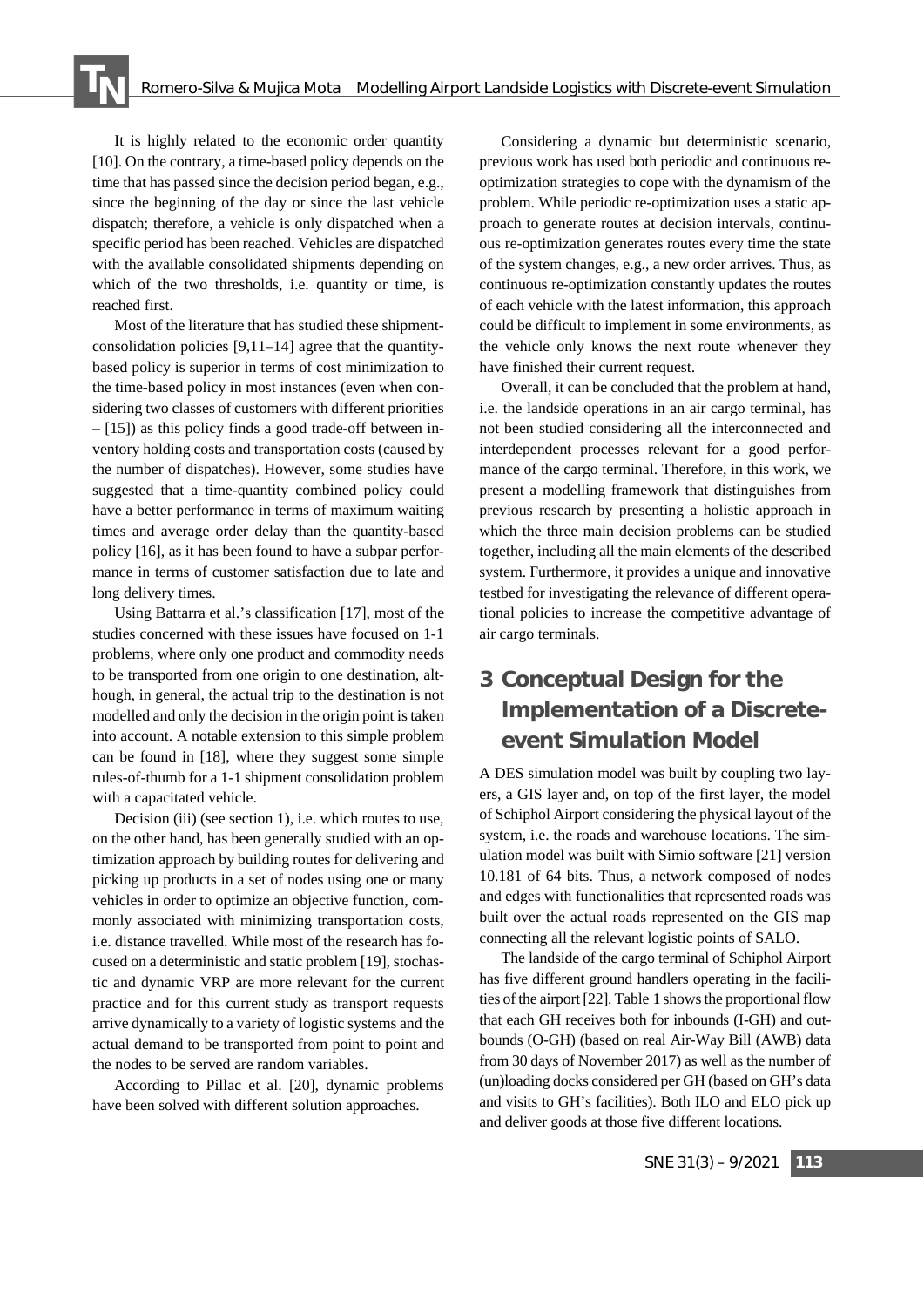It is highly related to the economic order quantity [10]. On the contrary, a time-based policy depends on the time that has passed since the decision period began, e.g., since the beginning of the day or since the last vehicle dispatch; therefore, a vehicle is only dispatched when a specific period has been reached. Vehicles are dispatched with the available consolidated shipments depending on which of the two thresholds, i.e. quantity or time, is reached first.

Most of the literature that has studied these shipment-consolidation policies [9,11–14] agree that the quantity-based policy is superior in terms of cost minimization to the time-based policy in most instances (even when considering two classes of customers with different priorities – [15]) as this policy finds a good trade-off between inventory holding costs and transportation costs (caused by the number of dispatches). However, some studies have suggested that a time-quantity combined policy could have a better performance in terms of maximum waiting times and average order delay than the quantity-based policy [16], as it has been found to have a subpar performance in terms of customer satisfaction due to late and long delivery times.

Using Battarra et al.'s classification [17], most of the studies concerned with these issues have focused on 1-1 problems, where only one product and commodity needs to be transported from one origin to one destination, although, in general, the actual trip to the destination is not modelled and only the decision in the origin point is taken into account. A notable extension to this simple problem can be found in [18], where they suggest some simple rules-of-thumb for a 1-1 shipment consolidation problem with a capacitated vehicle.

Decision (iii) (see section 1), i.e. which routes to use, on the other hand, has been generally studied with an optimization approach by building routes for delivering and picking up products in a set of nodes using one or many vehicles in order to optimize an objective function, commonly associated with minimizing transportation costs, i.e. distance travelled. While most of the research has focused on a deterministic and static problem [19], stochastic and dynamic VRP are more relevant for the current practice and for this current study as transport requests arrive dynamically to a variety of logistic systems and the actual demand to be transported from point to point and the nodes to be served are random variables.

According to Pillac et al. [20], dynamic problems have been solved with different solution approaches.

Considering a dynamic but deterministic scenario, previous work has used both periodic and continuous re-optimization strategies to cope with the dynamism of the problem. While periodic re-optimization uses a static approach to generate routes at decision intervals, continuous re-optimization generates routes every time the state of the system changes, e.g., a new order arrives. Thus, as continuous re-optimization constantly updates the routes of each vehicle with the latest information, this approach could be difficult to implement in some environments, as the vehicle only knows the next route whenever they have finished their current request.

Overall, it can be concluded that the problem at hand, i.e. the landside operations in an air cargo terminal, has not been studied considering all the interconnected and interdependent processes relevant for a good performance of the cargo terminal. Therefore, in this work, we present a modelling framework that distinguishes from previous research by presenting a holistic approach in which the three main decision problems can be studied together, including all the main elements of the described system. Furthermore, it provides a unique and innovative testbed for investigating the relevance of different operational policies to increase the competitive advantage of air cargo terminals.

## 3 Conceptual Design for the Implementation of a Discrete-event Simulation Model

A DES simulation model was built by coupling two layers, a GIS layer and, on top of the first layer, the model of Schiphol Airport considering the physical layout of the system, i.e. the roads and warehouse locations. The simulation model was built with Simio software [21] version 10.181 of 64 bits. Thus, a network composed of nodes and edges with functionalities that represented roads was built over the actual roads represented on the GIS map connecting all the relevant logistic points of SALO.

The landside of the cargo terminal of Schiphol Airport has five different ground handlers operating in the facilities of the airport [22]. Table 1 shows the proportional flow that each GH receives both for inbounds (I-GH) and outbounds (O-GH) (based on real Air-Way Bill (AWB) data from 30 days of November 2017) as well as the number of (un)loading docks considered per GH (based on GH's data and visits to GH's facilities). Both ILO and ELO pick up and deliver goods at those five different locations.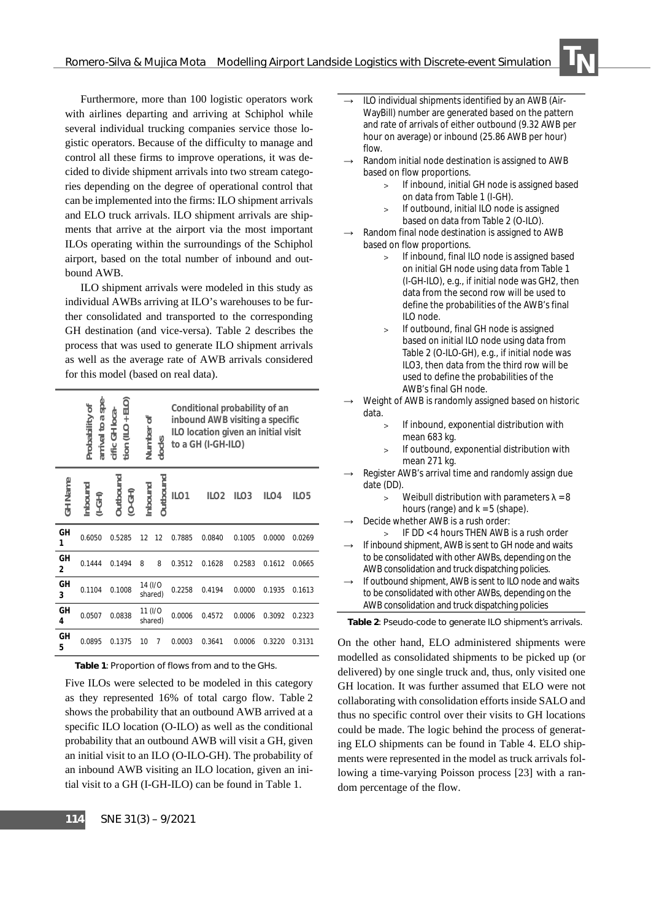Furthermore, more than 100 logistic operators work with airlines departing and arriving at Schiphol while several individual trucking companies service those logistic operators. Because of the difficulty to manage and control all these firms to improve operations, it was decided to divide shipment arrivals into two stream categories depending on the degree of operational control that can be implemented into the firms: ILO shipment arrivals and ELO truck arrivals. ILO shipment arrivals are shipments that arrive at the airport via the most important ILOs operating within the surroundings of the Schiphol airport, based on the total number of inbound and outbound AWB.

ILO shipment arrivals were modeled in this study as individual AWBs arriving at ILO's warehouses to be further consolidated and transported to the corresponding GH destination (and vice-versa). Table 2 describes the process that was used to generate ILO shipment arrivals as well as the average rate of AWB arrivals considered for this model (based on real data).

| GH Name | Probability of arrival to a specific GH location (ILO+ELO) | | Number of docks | | Conditional probability of an inbound AWB visiting a specific ILO location given an initial visit to a GH (I-GH-ILO) | | | | |
|---|---|---|---|---|---|---|---|---|---|
| | Inbound (I-GH) | Outbound (O-GH) | Inbound | Outbound | ILO1 | ILO2 | ILO3 | ILO4 | ILO5 |
| GH 1 | 0.6050 | 0.5285 | 12 | 12 | 0.7885 | 0.0840 | 0.1005 | 0.0000 | 0.0269 |
| GH 2 | 0.1444 | 0.1494 | 8 | 8 | 0.3512 | 0.1628 | 0.2583 | 0.1612 | 0.0665 |
| GH 3 | 0.1104 | 0.1008 | 14 (I/O shared) | | 0.2258 | 0.4194 | 0.0000 | 0.1935 | 0.1613 |
| GH 4 | 0.0507 | 0.0838 | 11 (I/O shared) | | 0.0006 | 0.4572 | 0.0006 | 0.3092 | 0.2323 |
| GH 5 | 0.0895 | 0.1375 | 10 | 7 | 0.0003 | 0.3641 | 0.0006 | 0.3220 | 0.3131 |

**Table 1**: Proportion of flows from and to the GHs.

Five ILOs were selected to be modeled in this category as they represented 16% of total cargo flow. Table 2 shows the probability that an outbound AWB arrived at a specific ILO location (O-ILO) as well as the conditional probability that an outbound AWB will visit a GH, given an initial visit to an ILO (O-ILO-GH). The probability of an inbound AWB visiting an ILO location, given an initial visit to a GH (I-GH-ILO) can be found in Table 1.

- → ILO individual shipments identified by an AWB (Air-WayBill) number are generated based on the pattern and rate of arrivals of either outbound (9.32 AWB per hour on average) or inbound (25.86 AWB per hour) flow.
- → Random initial node destination is assigned to AWB based on flow proportions.
  - > If inbound, initial GH node is assigned based on data from Table 1 (I-GH).
  - > If outbound, initial ILO node is assigned based on data from Table 2 (O-ILO).
- → Random final node destination is assigned to AWB based on flow proportions.
  - > If inbound, final ILO node is assigned based on initial GH node using data from Table 1 (I-GH-ILO), e.g., if initial node was GH2, then data from the second row will be used to define the probabilities of the AWB's final ILO node.
  - > If outbound, final GH node is assigned based on initial ILO node using data from Table 2 (O-ILO-GH), e.g., if initial node was ILO3, then data from the third row will be used to define the probabilities of the AWB's final GH node.
- → Weight of AWB is randomly assigned based on historic data.
  - > If inbound, exponential distribution with mean 683 kg.
  - > If outbound, exponential distribution with mean 271 kg.
- → Register AWB's arrival time and randomly assign due date (DD).
  - > Weibull distribution with parameters $\lambda = 8$ hours (range) and $k = 5$ (shape).
- → Decide whether AWB is a rush order:
  - > IF DD < 4 hours THEN AWB is a rush order
- → If inbound shipment, AWB is sent to GH node and waits to be consolidated with other AWBs, depending on the AWB consolidation and truck dispatching policies.
- → If outbound shipment, AWB is sent to ILO node and waits to be consolidated with other AWBs, depending on the AWB consolidation and truck dispatching policies

**Table 2**: Pseudo-code to generate ILO shipment's arrivals.

On the other hand, ELO administered shipments were modelled as consolidated shipments to be picked up (or delivered) by one single truck and, thus, only visited one GH location. It was further assumed that ELO were not collaborating with consolidation efforts inside SALO and thus no specific control over their visits to GH locations could be made. The logic behind the process of generating ELO shipments can be found in Table 4. ELO shipments were represented in the model as truck arrivals following a time-varying Poisson process [23] with a random percentage of the flow.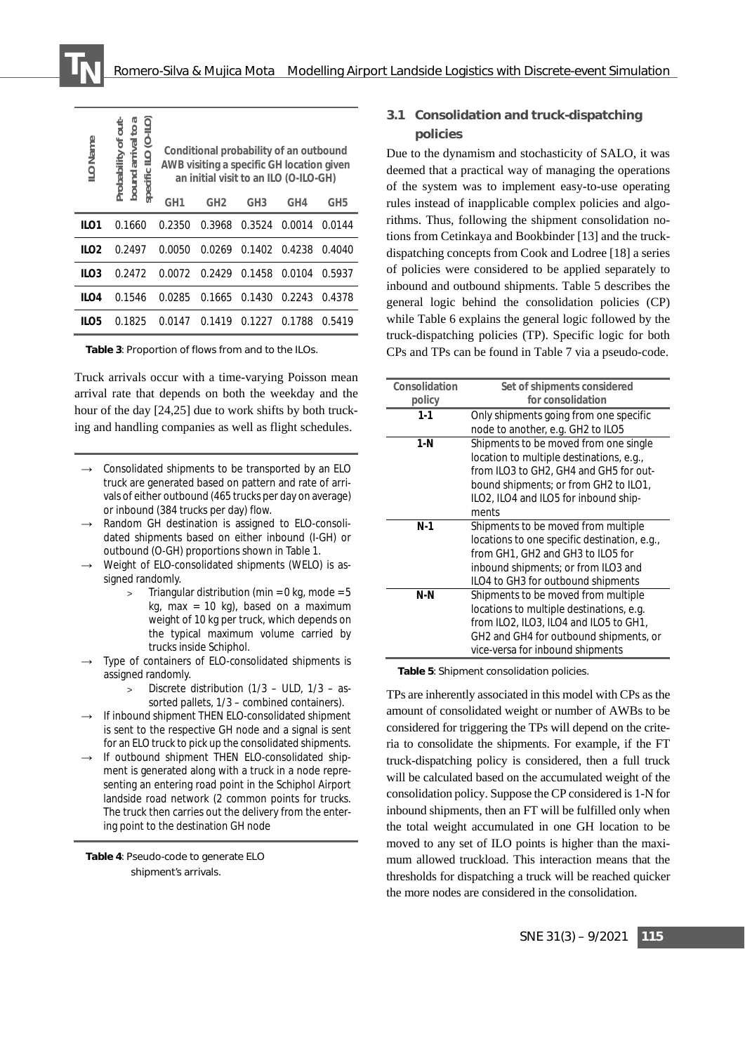| ILO Name | Probability of outbound arrival to a specific ILO (O-ILO) | Conditional probability of an outbound AWB visiting a specific GH location given an initial visit to an ILO (O-ILO-GH) | | | | |
|---|---|---|---|---|---|---|
| | | GH1 | GH2 | GH3 | GH4 | GH5 |
| **ILO1** | 0.1660 | 0.2350 | 0.3968 | 0.3524 | 0.0014 | 0.0144 |
| **ILO2** | 0.2497 | 0.0050 | 0.0269 | 0.1402 | 0.4238 | 0.4040 |
| **ILO3** | 0.2472 | 0.0072 | 0.2429 | 0.1458 | 0.0104 | 0.5937 |
| **ILO4** | 0.1546 | 0.0285 | 0.1665 | 0.1430 | 0.2243 | 0.4378 |
| **ILO5** | 0.1825 | 0.0147 | 0.1419 | 0.1227 | 0.1788 | 0.5419 |

**Table 3**: Proportion of flows from and to the ILOs.

Truck arrivals occur with a time-varying Poisson mean arrival rate that depends on both the weekday and the hour of the day [24,25] due to work shifts by both trucking and handling companies as well as flight schedules.

- → Consolidated shipments to be transported by an ELO truck are generated based on pattern and rate of arrivals of either outbound (465 trucks per day on average) or inbound (384 trucks per day) flow.
- → Random GH destination is assigned to ELO-consolidated shipments based on either inbound (I-GH) or outbound (O-GH) proportions shown in Table 1.
- → Weight of ELO-consolidated shipments (WELO) is assigned randomly.
  - > Triangular distribution (min = 0 kg, mode = 5 kg, max = 10 kg), based on a maximum weight of 10 kg per truck, which depends on the typical maximum volume carried by trucks inside Schiphol.
- → Type of containers of ELO-consolidated shipments is assigned randomly.
  - > Discrete distribution (1/3 – ULD, 1/3 – assorted pallets, 1/3 – combined containers).
- → If inbound shipment THEN ELO-consolidated shipment is sent to the respective GH node and a signal is sent for an ELO truck to pick up the consolidated shipments.
- → If outbound shipment THEN ELO-consolidated shipment is generated along with a truck in a node representing an entering road point in the Schiphol Airport landside road network (2 common points for trucks. The truck then carries out the delivery from the entering point to the destination GH node

**Table 4**: Pseudo-code to generate ELO shipment's arrivals.

### 3.1 Consolidation and truck-dispatching policies

Due to the dynamism and stochasticity of SALO, it was deemed that a practical way of managing the operations of the system was to implement easy-to-use operating rules instead of inapplicable complex policies and algorithms. Thus, following the shipment consolidation notions from Cetinkaya and Bookbinder [13] and the truck-dispatching concepts from Cook and Lodree [18] a series of policies were considered to be applied separately to inbound and outbound shipments. Table 5 describes the general logic behind the consolidation policies (CP) while Table 6 explains the general logic followed by the truck-dispatching policies (TP). Specific logic for both CPs and TPs can be found in Table 7 via a pseudo-code.

| Consolidation policy | Set of shipments considered for consolidation |
|---|---|
| **1-1** | Only shipments going from one specific node to another, e.g. GH2 to ILO5 |
| **1-N** | Shipments to be moved from one single location to multiple destinations, e.g., from ILO3 to GH2, GH4 and GH5 for outbound shipments; or from GH2 to ILO1, ILO2, ILO4 and ILO5 for inbound shipments |
| **N-1** | Shipments to be moved from multiple locations to one specific destination, e.g., from GH1, GH2 and GH3 to ILO5 for inbound shipments; or from ILO3 and ILO4 to GH3 for outbound shipments |
| **N-N** | Shipments to be moved from multiple locations to multiple destinations, e.g. from ILO2, ILO3, ILO4 and ILO5 to GH1, GH2 and GH4 for outbound shipments, or vice-versa for inbound shipments |

**Table 5**: Shipment consolidation policies.

TPs are inherently associated in this model with CPs as the amount of consolidated weight or number of AWBs to be considered for triggering the TPs will depend on the criteria to consolidate the shipments. For example, if the FT truck-dispatching policy is considered, then a full truck will be calculated based on the accumulated weight of the consolidation policy. Suppose the CP considered is 1-N for inbound shipments, then an FT will be fulfilled only when the total weight accumulated in one GH location to be moved to any set of ILO points is higher than the maximum allowed truckload. This interaction means that the thresholds for dispatching a truck will be reached quicker the more nodes are considered in the consolidation.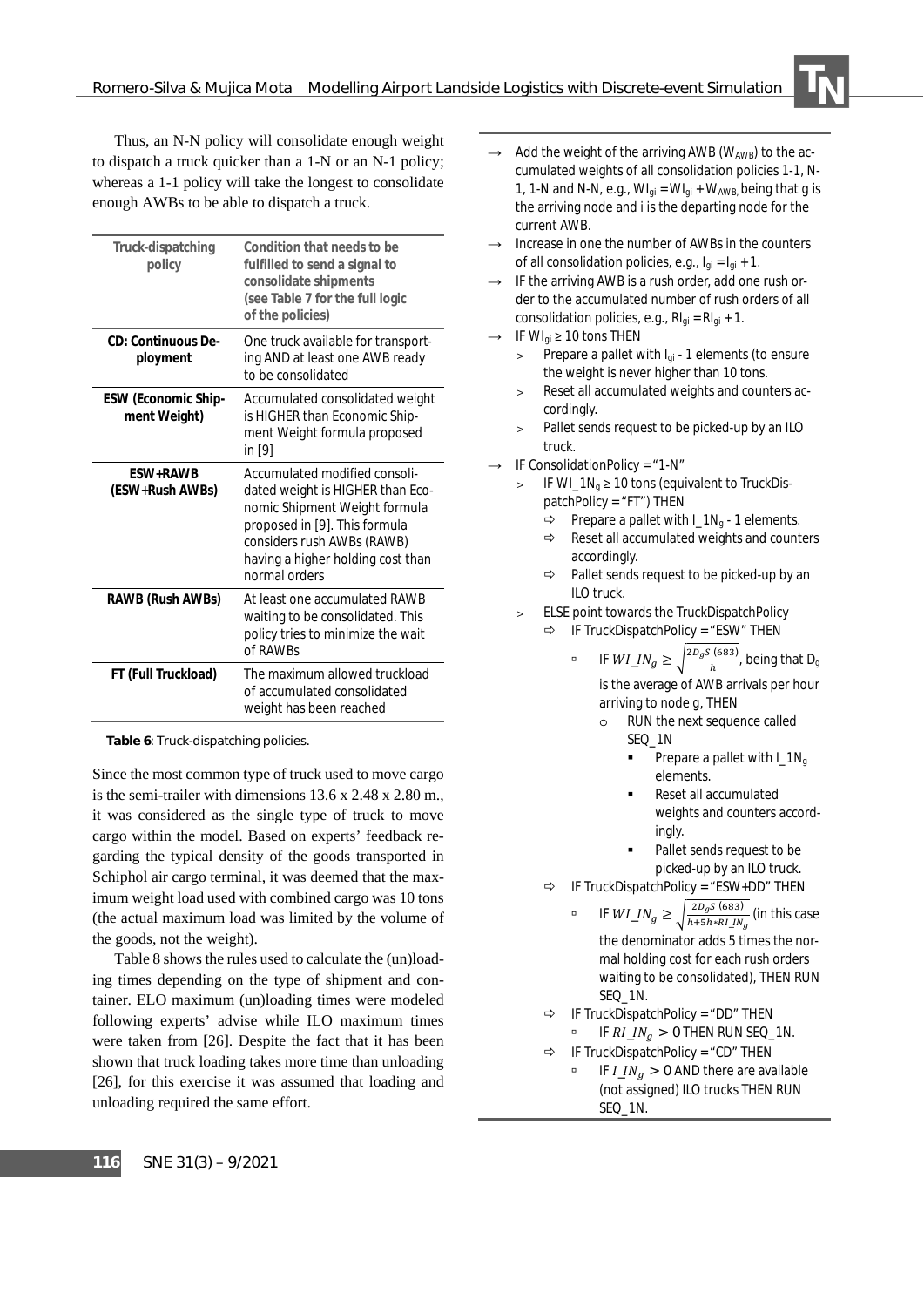Thus, an N-N policy will consolidate enough weight to dispatch a truck quicker than a 1-N or an N-1 policy; whereas a 1-1 policy will take the longest to consolidate enough AWBs to be able to dispatch a truck.

| Truck-dispatching policy | Condition that needs to be fulfilled to send a signal to consolidate shipments (see Table 7 for the full logic of the policies) |
|---|---|
| **CD: Continuous Deployment** | One truck available for transporting AND at least one AWB ready to be consolidated |
| **ESW (Economic Shipment Weight)** | Accumulated consolidated weight is HIGHER than Economic Shipment Weight formula proposed in [9] |
| **ESW+RAWB (ESW+Rush AWBs)** | Accumulated modified consolidated weight is HIGHER than Economic Shipment Weight formula proposed in [9]. This formula considers rush AWBs (RAWB) having a higher holding cost than normal orders |
| **RAWB (Rush AWBs)** | At least one accumulated RAWB waiting to be consolidated. This policy tries to minimize the wait of RAWBs |
| **FT (Full Truckload)** | The maximum allowed truckload of accumulated consolidated weight has been reached |

**Table 6**: Truck-dispatching policies.

Since the most common type of truck used to move cargo is the semi-trailer with dimensions 13.6 x 2.48 x 2.80 m., it was considered as the single type of truck to move cargo within the model. Based on experts' feedback regarding the typical density of the goods transported in Schiphol air cargo terminal, it was deemed that the maximum weight load used with combined cargo was 10 tons (the actual maximum load was limited by the volume of the goods, not the weight).

Table 8 shows the rules used to calculate the (un)loading times depending on the type of shipment and container. ELO maximum (un)loading times were modeled following experts' advise while ILO maximum times were taken from [26]. Despite the fact that it has been shown that truck loading takes more time than unloading [26], for this exercise it was assumed that loading and unloading required the same effort.

- → Add the weight of the arriving AWB ($W_{AWB}$) to the accumulated weights of all consolidation policies 1-1, N-1, 1-N and N-N, e.g., $WI_{gi} = WI_{gi} + W_{AWB}$, being that g is the arriving node and i is the departing node for the current AWB.
- → Increase in one the number of AWBs in the counters of all consolidation policies, e.g., $I_{gi} = I_{gi} + 1$.
- → IF the arriving AWB is a rush order, add one rush order to the accumulated number of rush orders of all consolidation policies, e.g., $RI_{gi} = RI_{gi} + 1$.
- → IF $WI_{gi} \geq 10$ tons THEN
  - > Prepare a pallet with $I_{gi}$ - 1 elements (to ensure the weight is never higher than 10 tons.
  - > Reset all accumulated weights and counters accordingly.
  - > Pallet sends request to be picked-up by an ILO truck.
- → IF ConsolidationPolicy = "1-N"
  - > IF $WI\_1N_g \geq 10$ tons (equivalent to TruckDispatchPolicy = "FT") THEN
    - ⇨ Prepare a pallet with $I\_1N_g$ - 1 elements.
    - ⇨ Reset all accumulated weights and counters accordingly.
    - ⇨ Pallet sends request to be picked-up by an ILO truck.
  - > ELSE point towards the TruckDispatchPolicy
    - ⇨ IF TruckDispatchPolicy = "ESW" THEN
      - ▫ IF $WI\_IN_g \geq \sqrt{\frac{2D_g S\ (683)}{h}}$, being that $D_g$ is the average of AWB arrivals per hour arriving to node g, THEN
        - o RUN the next sequence called SEQ_1N
          - ▪ Prepare a pallet with $I\_1N_g$ elements.
          - ▪ Reset all accumulated weights and counters accordingly.
          - ▪ Pallet sends request to be picked-up by an ILO truck.
    - ⇨ IF TruckDispatchPolicy = "ESW+DD" THEN
      - ▫ IF $WI\_IN_g \geq \sqrt{\frac{2D_g S\ (683)}{h+5h*RI\_IN_g}}$ (in this case the denominator adds 5 times the normal holding cost for each rush orders waiting to be consolidated), THEN RUN SEQ_1N.
    - ⇨ IF TruckDispatchPolicy = "DD" THEN
      - ▫ IF $RI\_IN_g > 0$ THEN RUN SEQ_1N.
    - ⇨ IF TruckDispatchPolicy = "CD" THEN
      - ▫ IF $I\_IN_g > 0$ AND there are available (not assigned) ILO trucks THEN RUN SEQ_1N.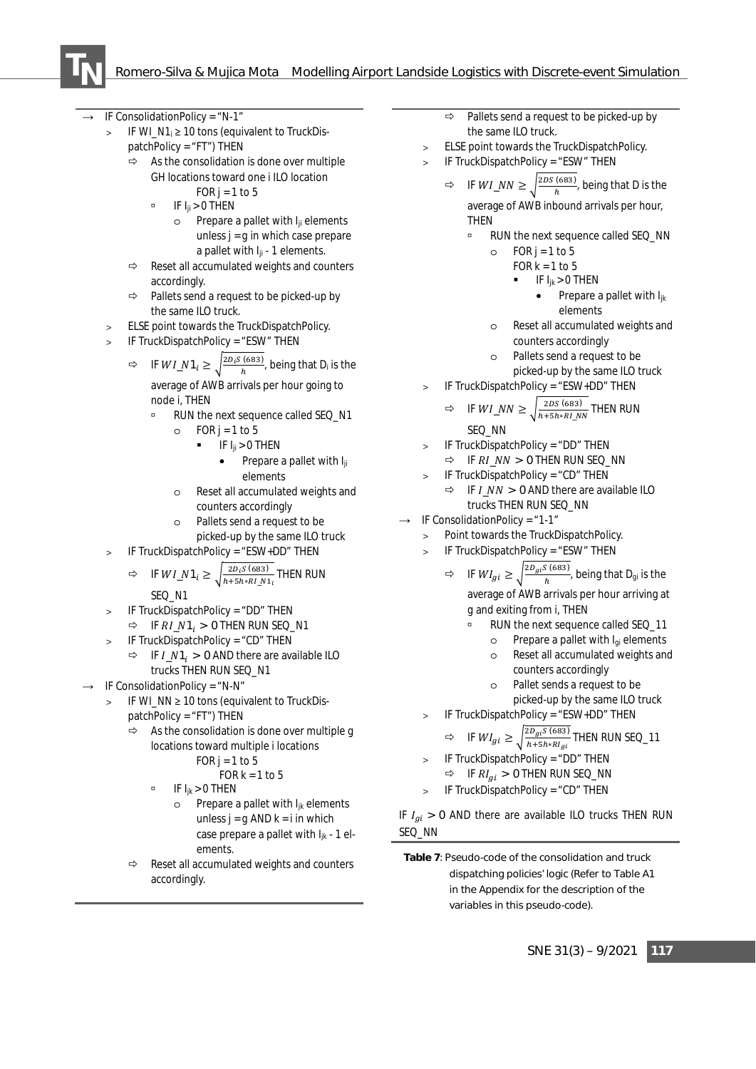→ IF ConsolidationPolicy = "N-1"

- IF $WI\_N1_i \geq 10$ tons (equivalent to TruckDispatchPolicy = "FT") THEN
  - ⇨ As the consolidation is done over multiple GH locations toward one i ILO location
    FOR j = 1 to 5
    - ▫ IF $I_{ji} > 0$ THEN
      - o Prepare a pallet with $I_{ji}$ elements unless j = g in which case prepare a pallet with $I_{ji}$ - 1 elements.
  - ⇨ Reset all accumulated weights and counters accordingly.
  - ⇨ Pallets send a request to be picked-up by the same ILO truck.
- ELSE point towards the TruckDispatchPolicy.
- IF TruckDispatchPolicy = "ESW" THEN
  - ⇨ IF $WI\_N1_i \geq \sqrt{\frac{2D_i S\ (683)}{h}}$, being that $D_i$ is the average of AWB arrivals per hour going to node i, THEN
    - ▫ RUN the next sequence called SEQ_N1
      - o FOR j = 1 to 5
        - ▪ IF $I_{ji} > 0$ THEN
          - • Prepare a pallet with $I_{ji}$ elements
      - o Reset all accumulated weights and counters accordingly
      - o Pallets send a request to be picked-up by the same ILO truck
- IF TruckDispatchPolicy = "ESW+DD" THEN
  - ⇨ IF $WI\_N1_i \geq \sqrt{\frac{2D_i S\ (683)}{h+5h*RI\_N1_i}}$ THEN RUN SEQ_N1
- IF TruckDispatchPolicy = "DD" THEN
  - ⇨ IF $RI\_N1_i > 0$ THEN RUN SEQ_N1
- IF TruckDispatchPolicy = "CD" THEN
  - ⇨ IF $I\_N1_i > 0$ AND there are available ILO trucks THEN RUN SEQ_N1

→ IF ConsolidationPolicy = "N-N"

- IF $WI\_NN \geq 10$ tons (equivalent to TruckDispatchPolicy = "FT") THEN
  - ⇨ As the consolidation is done over multiple g locations toward multiple i locations
    FOR j = 1 to 5
    FOR k = 1 to 5
    - ▫ IF $I_{jk} > 0$ THEN
      - o Prepare a pallet with $I_{jk}$ elements unless j = g AND k = i in which case prepare a pallet with $I_{jk}$ - 1 elements.
  - ⇨ Reset all accumulated weights and counters accordingly.
  - ⇨ Pallets send a request to be picked-up by the same ILO truck.
- ELSE point towards the TruckDispatchPolicy.
- IF TruckDispatchPolicy = "ESW" THEN
  - ⇨ IF $WI\_NN \geq \sqrt{\frac{2DS\ (683)}{h}}$, being that D is the average of AWB inbound arrivals per hour, THEN
    - ▫ RUN the next sequence called SEQ_NN
      - o FOR j = 1 to 5
        FOR k = 1 to 5
        - ▪ IF $I_{jk} > 0$ THEN
          - • Prepare a pallet with $I_{jk}$ elements
      - o Reset all accumulated weights and counters accordingly
      - o Pallets send a request to be picked-up by the same ILO truck
- IF TruckDispatchPolicy = "ESW+DD" THEN
  - ⇨ IF $WI\_NN \geq \sqrt{\frac{2DS\ (683)}{h+5h*RI\_NN}}$ THEN RUN SEQ_NN
- IF TruckDispatchPolicy = "DD" THEN
  - ⇨ IF $RI\_NN > 0$ THEN RUN SEQ_NN
- IF TruckDispatchPolicy = "CD" THEN
  - ⇨ IF $I\_NN > 0$ AND there are available ILO trucks THEN RUN SEQ_NN

→ IF ConsolidationPolicy = "1-1"

- Point towards the TruckDispatchPolicy.
- IF TruckDispatchPolicy = "ESW" THEN
  - ⇨ IF $WI_{gi} \geq \sqrt{\frac{2D_{gi} S\ (683)}{h}}$, being that $D_{gi}$ is the average of AWB arrivals per hour arriving at g and exiting from i, THEN
    - ▫ RUN the next sequence called SEQ_11
      - o Prepare a pallet with $I_{gi}$ elements
      - o Reset all accumulated weights and counters accordingly
      - o Pallet sends a request to be picked-up by the same ILO truck
- IF TruckDispatchPolicy = "ESW+DD" THEN
  - ⇨ IF $WI_{gi} \geq \sqrt{\frac{2D_{gi} S\ (683)}{h+5h*RI_{gi}}}$ THEN RUN SEQ_11
- IF TruckDispatchPolicy = "DD" THEN
  - ⇨ IF $RI_{gi} > 0$ THEN RUN SEQ_NN
- IF TruckDispatchPolicy = "CD" THEN

IF $I_{gi} > 0$ AND there are available ILO trucks THEN RUN SEQ_NN

**Table 7**: Pseudo-code of the consolidation and truck dispatching policies' logic (Refer to Table A1 in the Appendix for the description of the variables in this pseudo-code).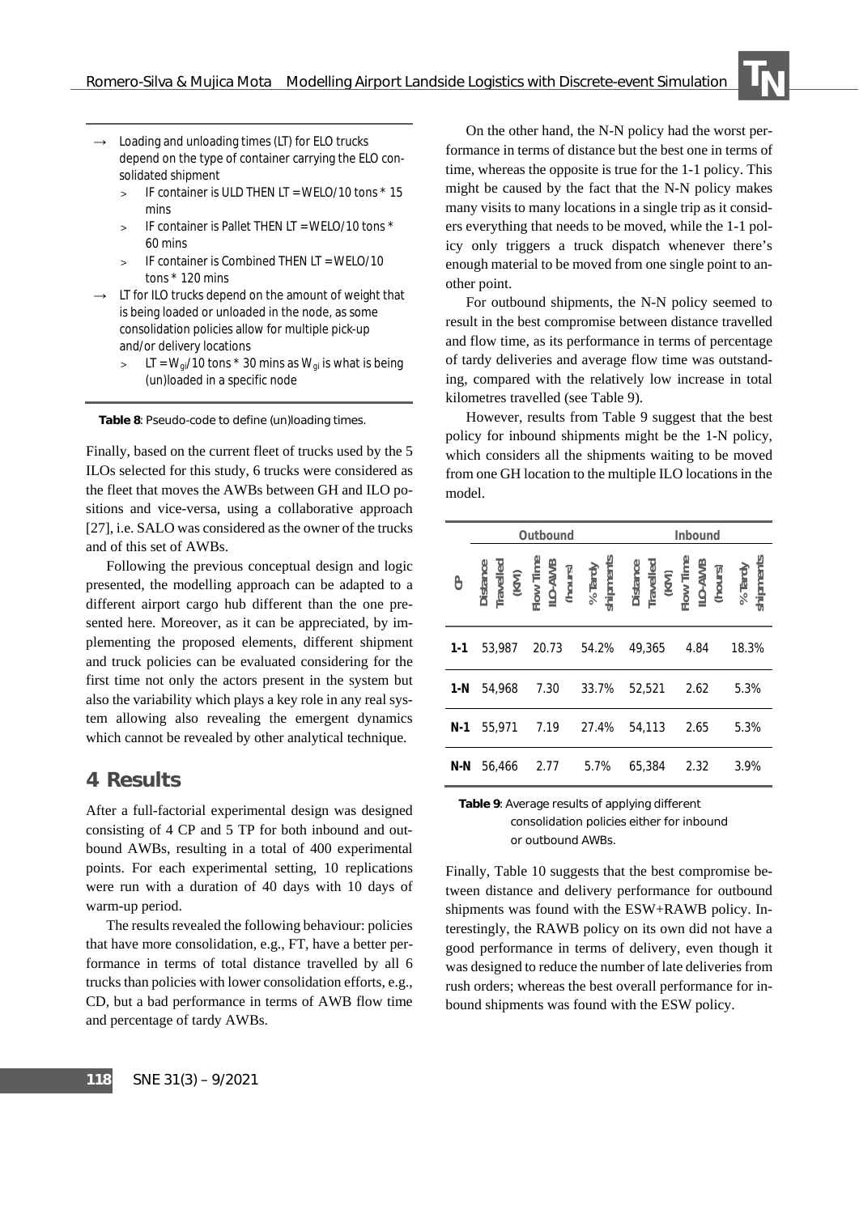- → Loading and unloading times (LT) for ELO trucks depend on the type of container carrying the ELO consolidated shipment
  - > IF container is ULD THEN LT = WELO/10 tons * 15 mins
  - > IF container is Pallet THEN LT = WELO/10 tons * 60 mins
  - > IF container is Combined THEN LT = WELO/10 tons * 120 mins
- → LT for ILO trucks depend on the amount of weight that is being loaded or unloaded in the node, as some consolidation policies allow for multiple pick-up and/or delivery locations
  - > LT = $W_{gi}$/10 tons * 30 mins as $W_{gi}$ is what is being (un)loaded in a specific node

**Table 8**: Pseudo-code to define (un)loading times.

Finally, based on the current fleet of trucks used by the 5 ILOs selected for this study, 6 trucks were considered as the fleet that moves the AWBs between GH and ILO positions and vice-versa, using a collaborative approach [27], i.e. SALO was considered as the owner of the trucks and of this set of AWBs.

Following the previous conceptual design and logic presented, the modelling approach can be adapted to a different airport cargo hub different than the one presented here. Moreover, as it can be appreciated, by implementing the proposed elements, different shipment and truck policies can be evaluated considering for the first time not only the actors present in the system but also the variability which plays a key role in any real system allowing also revealing the emergent dynamics which cannot be revealed by other analytical technique.

## 4 Results

After a full-factorial experimental design was designed consisting of 4 CP and 5 TP for both inbound and outbound AWBs, resulting in a total of 400 experimental points. For each experimental setting, 10 replications were run with a duration of 40 days with 10 days of warm-up period.

The results revealed the following behaviour: policies that have more consolidation, e.g., FT, have a better performance in terms of total distance travelled by all 6 trucks than policies with lower consolidation efforts, e.g., CD, but a bad performance in terms of AWB flow time and percentage of tardy AWBs.

On the other hand, the N-N policy had the worst performance in terms of distance but the best one in terms of time, whereas the opposite is true for the 1-1 policy. This might be caused by the fact that the N-N policy makes many visits to many locations in a single trip as it considers everything that needs to be moved, while the 1-1 policy only triggers a truck dispatch whenever there's enough material to be moved from one single point to another point.

For outbound shipments, the N-N policy seemed to result in the best compromise between distance travelled and flow time, as its performance in terms of percentage of tardy deliveries and average flow time was outstanding, compared with the relatively low increase in total kilometres travelled (see Table 9).

However, results from Table 9 suggest that the best policy for inbound shipments might be the 1-N policy, which considers all the shipments waiting to be moved from one GH location to the multiple ILO locations in the model.

| | Outbound | | | Inbound | | |
|---|---|---|---|---|---|---|
| CP | Distance Travelled (KM) | Flow Time ILO-AWB (hours) | % Tardy shipments | Distance Travelled (KM) | Flow Time ILO-AWB (hours) | % Tardy shipments |
| **1-1** | 53,987 | 20.73 | 54.2% | 49,365 | 4.84 | 18.3% |
| **1-N** | 54,968 | 7.30 | 33.7% | 52,521 | 2.62 | 5.3% |
| **N-1** | 55,971 | 7.19 | 27.4% | 54,113 | 2.65 | 5.3% |
| **N-N** | 56,466 | 2.77 | 5.7% | 65,384 | 2.32 | 3.9% |

**Table 9**: Average results of applying different consolidation policies either for inbound or outbound AWBs.

Finally, Table 10 suggests that the best compromise between distance and delivery performance for outbound shipments was found with the ESW+RAWB policy. Interestingly, the RAWB policy on its own did not have a good performance in terms of delivery, even though it was designed to reduce the number of late deliveries from rush orders; whereas the best overall performance for inbound shipments was found with the ESW policy.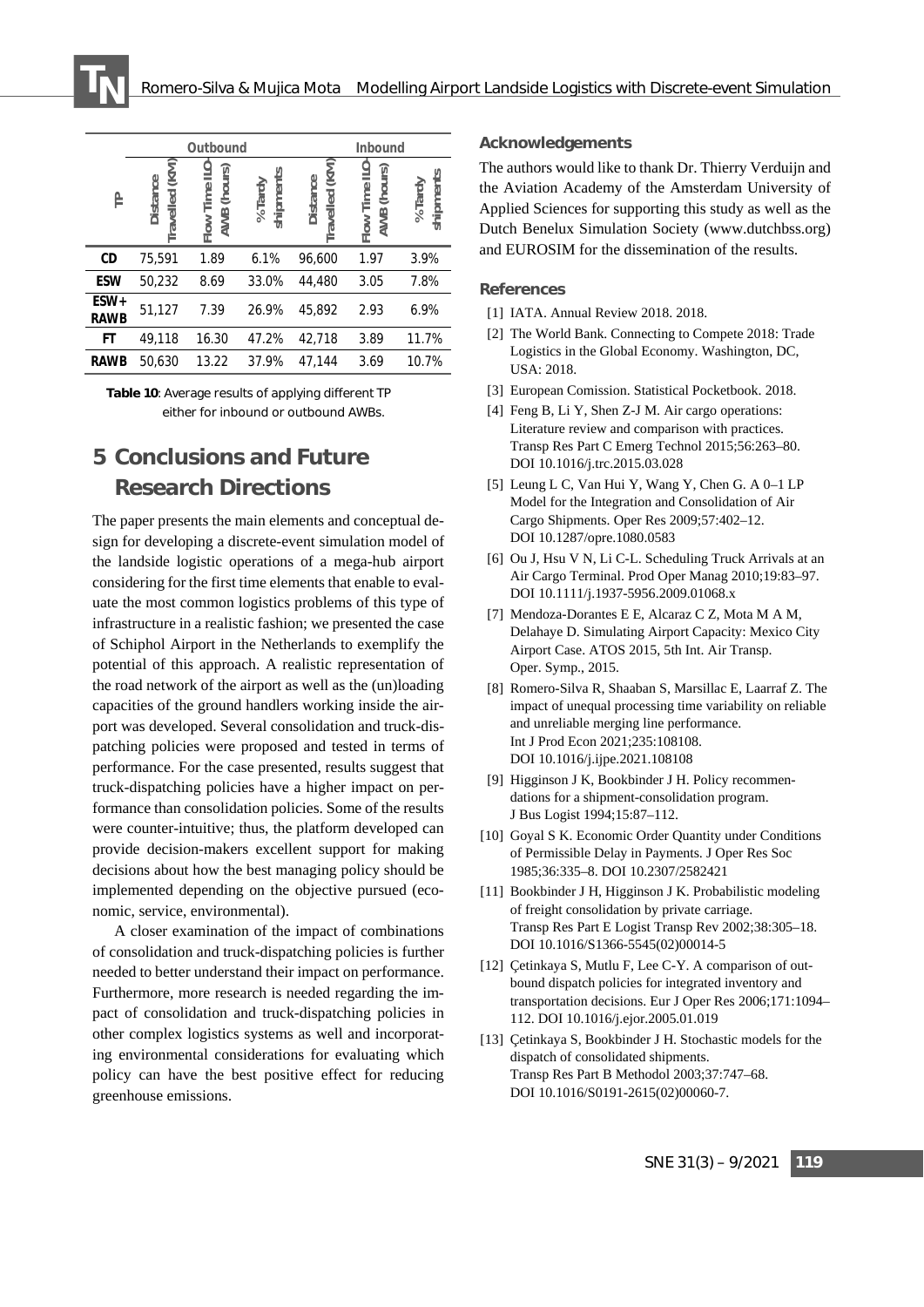| TP | Outbound | | | Inbound | | |
|---|---|---|---|---|---|---|
| | Distance Travelled (KM) | Flow Time ILO-AWB (hours) | % Tardy shipments | Distance Travelled (KM) | Flow Time ILO-AWB (hours) | % Tardy shipments |
| **CD** | 75,591 | 1.89 | 6.1% | 96,600 | 1.97 | 3.9% |
| **ESW** | 50,232 | 8.69 | 33.0% | 44,480 | 3.05 | 7.8% |
| **ESW+ RAWB** | 51,127 | 7.39 | 26.9% | 45,892 | 2.93 | 6.9% |
| **FT** | 49,118 | 16.30 | 47.2% | 42,718 | 3.89 | 11.7% |
| **RAWB** | 50,630 | 13.22 | 37.9% | 47,144 | 3.69 | 10.7% |

**Table 10**: Average results of applying different TP either for inbound or outbound AWBs.

## 5 Conclusions and Future Research Directions

The paper presents the main elements and conceptual design for developing a discrete-event simulation model of the landside logistic operations of a mega-hub airport considering for the first time elements that enable to evaluate the most common logistics problems of this type of infrastructure in a realistic fashion; we presented the case of Schiphol Airport in the Netherlands to exemplify the potential of this approach. A realistic representation of the road network of the airport as well as the (un)loading capacities of the ground handlers working inside the airport was developed. Several consolidation and truck-dispatching policies were proposed and tested in terms of performance. For the case presented, results suggest that truck-dispatching policies have a higher impact on performance than consolidation policies. Some of the results were counter-intuitive; thus, the platform developed can provide decision-makers excellent support for making decisions about how the best managing policy should be implemented depending on the objective pursued (economic, service, environmental).

A closer examination of the impact of combinations of consolidation and truck-dispatching policies is further needed to better understand their impact on performance. Furthermore, more research is needed regarding the impact of consolidation and truck-dispatching policies in other complex logistics systems as well and incorporating environmental considerations for evaluating which policy can have the best positive effect for reducing greenhouse emissions.

### Acknowledgements

The authors would like to thank Dr. Thierry Verduijn and the Aviation Academy of the Amsterdam University of Applied Sciences for supporting this study as well as the Dutch Benelux Simulation Society (www.dutchbss.org) and EUROSIM for the dissemination of the results.

### References

[1] IATA. Annual Review 2018. 2018.

[2] The World Bank. Connecting to Compete 2018: Trade Logistics in the Global Economy. Washington, DC, USA: 2018.

[3] European Comission. Statistical Pocketbook. 2018.

[4] Feng B, Li Y, Shen Z-J M. Air cargo operations: Literature review and comparison with practices. Transp Res Part C Emerg Technol 2015;56:263–80. DOI 10.1016/j.trc.2015.03.028

[5] Leung L C, Van Hui Y, Wang Y, Chen G. A 0–1 LP Model for the Integration and Consolidation of Air Cargo Shipments. Oper Res 2009;57:402–12. DOI 10.1287/opre.1080.0583

[6] Ou J, Hsu V N, Li C-L. Scheduling Truck Arrivals at an Air Cargo Terminal. Prod Oper Manag 2010;19:83–97. DOI 10.1111/j.1937-5956.2009.01068.x

[7] Mendoza-Dorantes E E, Alcaraz C Z, Mota M A M, Delahaye D. Simulating Airport Capacity: Mexico City Airport Case. ATOS 2015, 5th Int. Air Transp. Oper. Symp., 2015.

[8] Romero-Silva R, Shaaban S, Marsillac E, Laarraf Z. The impact of unequal processing time variability on reliable and unreliable merging line performance. Int J Prod Econ 2021;235:108108. DOI 10.1016/j.ijpe.2021.108108

[9] Higginson J K, Bookbinder J H. Policy recommendations for a shipment-consolidation program. J Bus Logist 1994;15:87–112.

[10] Goyal S K. Economic Order Quantity under Conditions of Permissible Delay in Payments. J Oper Res Soc 1985;36:335–8. DOI 10.2307/2582421

[11] Bookbinder J H, Higginson J K. Probabilistic modeling of freight consolidation by private carriage. Transp Res Part E Logist Transp Rev 2002;38:305–18. DOI 10.1016/S1366-5545(02)00014-5

[12] Çetinkaya S, Mutlu F, Lee C-Y. A comparison of outbound dispatch policies for integrated inventory and transportation decisions. Eur J Oper Res 2006;171:1094–112. DOI 10.1016/j.ejor.2005.01.019

[13] Çetinkaya S, Bookbinder J H. Stochastic models for the dispatch of consolidated shipments. Transp Res Part B Methodol 2003;37:747–68. DOI 10.1016/S0191-2615(02)00060-7.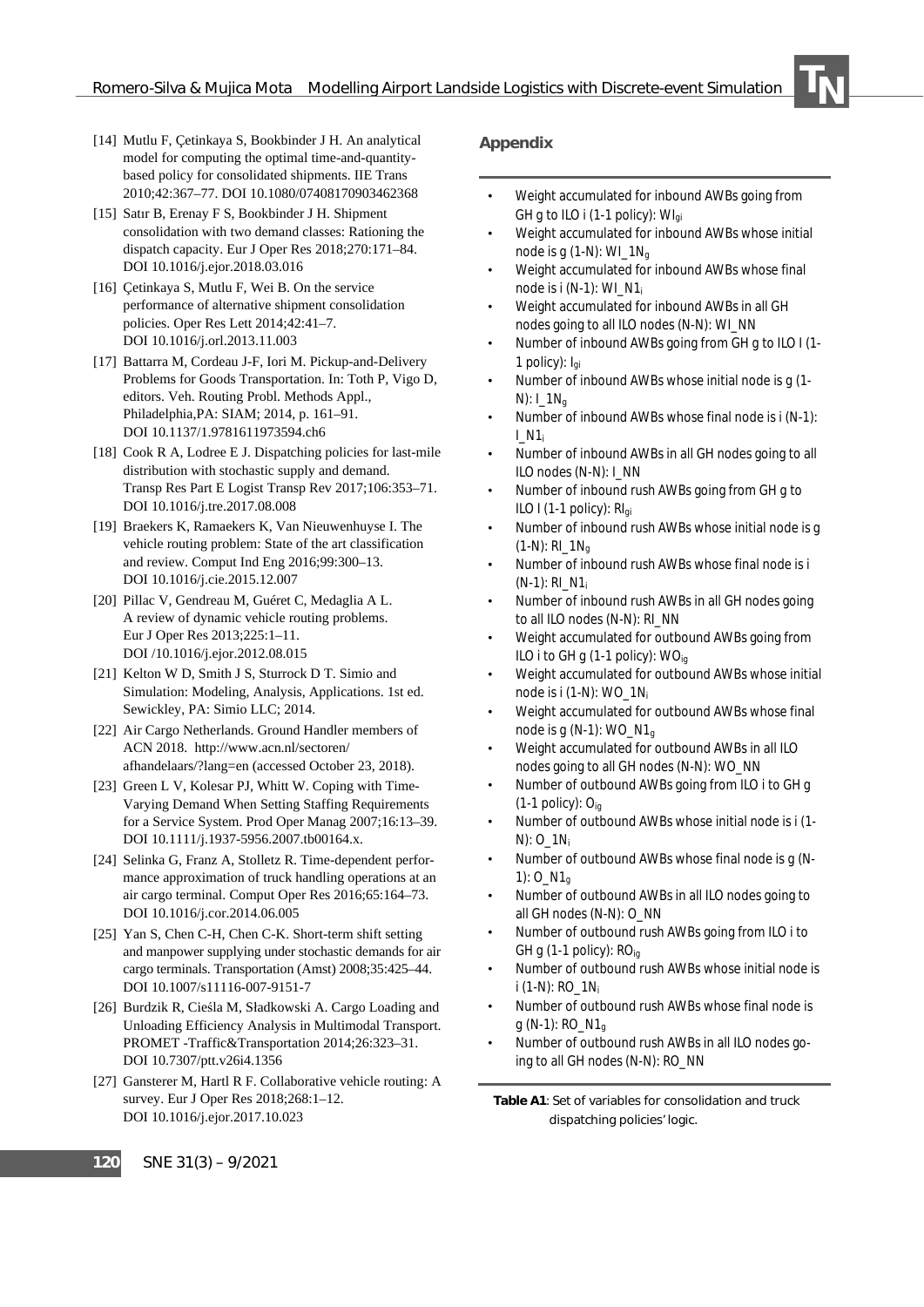[14] Mutlu F, Çetinkaya S, Bookbinder J H. An analytical model for computing the optimal time-and-quantity-based policy for consolidated shipments. IIE Trans 2010;42:367–77. DOI 10.1080/07408170903462368

[15] Satır B, Erenay F S, Bookbinder J H. Shipment consolidation with two demand classes: Rationing the dispatch capacity. Eur J Oper Res 2018;270:171–84. DOI 10.1016/j.ejor.2018.03.016

[16] Çetinkaya S, Mutlu F, Wei B. On the service performance of alternative shipment consolidation policies. Oper Res Lett 2014;42:41–7. DOI 10.1016/j.orl.2013.11.003

[17] Battarra M, Cordeau J-F, Iori M. Pickup-and-Delivery Problems for Goods Transportation. In: Toth P, Vigo D, editors. Veh. Routing Probl. Methods Appl., Philadelphia,PA: SIAM; 2014, p. 161–91. DOI 10.1137/1.9781611973594.ch6

[18] Cook R A, Lodree E J. Dispatching policies for last-mile distribution with stochastic supply and demand. Transp Res Part E Logist Transp Rev 2017;106:353–71. DOI 10.1016/j.tre.2017.08.008

[19] Braekers K, Ramaekers K, Van Nieuwenhuyse I. The vehicle routing problem: State of the art classification and review. Comput Ind Eng 2016;99:300–13. DOI 10.1016/j.cie.2015.12.007

[20] Pillac V, Gendreau M, Guéret C, Medaglia A L. A review of dynamic vehicle routing problems. Eur J Oper Res 2013;225:1–11. DOI /10.1016/j.ejor.2012.08.015

[21] Kelton W D, Smith J S, Sturrock D T. Simio and Simulation: Modeling, Analysis, Applications. 1st ed. Sewickley, PA: Simio LLC; 2014.

[22] Air Cargo Netherlands. Ground Handler members of ACN 2018. http://www.acn.nl/sectoren/afhandelaars/?lang=en (accessed October 23, 2018).

[23] Green L V, Kolesar PJ, Whitt W. Coping with Time-Varying Demand When Setting Staffing Requirements for a Service System. Prod Oper Manag 2007;16:13–39. DOI 10.1111/j.1937-5956.2007.tb00164.x.

[24] Selinka G, Franz A, Stolletz R. Time-dependent performance approximation of truck handling operations at an air cargo terminal. Comput Oper Res 2016;65:164–73. DOI 10.1016/j.cor.2014.06.005

[25] Yan S, Chen C-H, Chen C-K. Short-term shift setting and manpower supplying under stochastic demands for air cargo terminals. Transportation (Amst) 2008;35:425–44. DOI 10.1007/s11116-007-9151-7

[26] Burdzik R, Cieśla M, Sładkowski A. Cargo Loading and Unloading Efficiency Analysis in Multimodal Transport. PROMET -Traffic&Transportation 2014;26:323–31. DOI 10.7307/ptt.v26i4.1356

[27] Gansterer M, Hartl R F. Collaborative vehicle routing: A survey. Eur J Oper Res 2018;268:1–12. DOI 10.1016/j.ejor.2017.10.023

## Appendix

- Weight accumulated for inbound AWBs going from GH g to ILO i (1-1 policy): $WI_{gi}$
- Weight accumulated for inbound AWBs whose initial node is g (1-N): $WI\_1N_g$
- Weight accumulated for inbound AWBs whose final node is i (N-1): $WI\_N1_i$
- Weight accumulated for inbound AWBs in all GH nodes going to all ILO nodes (N-N): WI_NN
- Number of inbound AWBs going from GH g to ILO I (1-1 policy): $I_{gi}$
- Number of inbound AWBs whose initial node is g (1-N): $I\_1N_g$
- Number of inbound AWBs whose final node is i (N-1): $I\_N1_i$
- Number of inbound AWBs in all GH nodes going to all ILO nodes (N-N): I_NN
- Number of inbound rush AWBs going from GH g to ILO I (1-1 policy): $RI_{gi}$
- Number of inbound rush AWBs whose initial node is g (1-N): $RI\_1N_g$
- Number of inbound rush AWBs whose final node is i (N-1): $RI\_N1_i$
- Number of inbound rush AWBs in all GH nodes going to all ILO nodes (N-N): RI_NN
- Weight accumulated for outbound AWBs going from ILO i to GH g (1-1 policy): $WO_{ig}$
- Weight accumulated for outbound AWBs whose initial node is i (1-N): $WO\_1N_i$
- Weight accumulated for outbound AWBs whose final node is g (N-1): $WO\_N1_g$
- Weight accumulated for outbound AWBs in all ILO nodes going to all GH nodes (N-N): WO_NN
- Number of outbound AWBs going from ILO i to GH g (1-1 policy): $O_{ig}$
- Number of outbound AWBs whose initial node is i (1-N): $O\_1N_i$
- Number of outbound AWBs whose final node is g (N-1): $O\_N1_g$
- Number of outbound AWBs in all ILO nodes going to all GH nodes (N-N): O_NN
- Number of outbound rush AWBs going from ILO i to GH g (1-1 policy): $RO_{ig}$
- Number of outbound rush AWBs whose initial node is i (1-N): $RO\_1N_i$
- Number of outbound rush AWBs whose final node is g (N-1): $RO\_N1_g$
- Number of outbound rush AWBs in all ILO nodes going to all GH nodes (N-N): RO_NN

**Table A1**: Set of variables for consolidation and truck dispatching policies' logic.